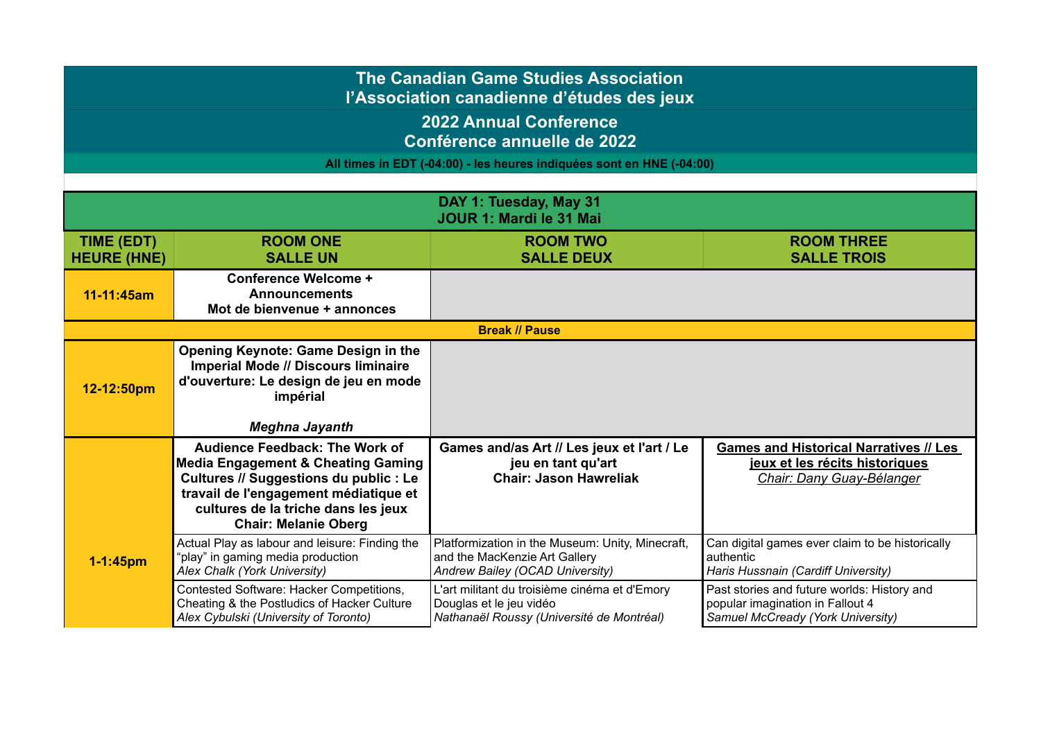# The Canadian Game Studies Association
# l'Association canadienne d'études des jeux

## 2022 Annual Conference
## Conférence annuelle de 2022

**All times in EDT (-04:00) - les heures indiquées sont en HNE (-04:00)**

### DAY 1: Tuesday, May 31
### JOUR 1: Mardi le 31 Mai

| TIME (EDT) HEURE (HNE) | ROOM ONE SALLE UN | ROOM TWO SALLE DEUX | ROOM THREE SALLE TROIS |
|---|---|---|---|
| **11-11:45am** | **Conference Welcome + Announcements Mot de bienvenue + annonces** | | |
| **Break // Pause** | | | |
| **12-12:50pm** | **Opening Keynote: Game Design in the Imperial Mode // Discours liminaire d'ouverture: Le design de jeu en mode impérial** ***Meghna Jayanth*** | | |
| **1-1:45pm** | **Audience Feedback: The Work of Media Engagement & Cheating Gaming Cultures // Suggestions du public : Le travail de l'engagement médiatique et cultures de la triche dans les jeux** **Chair: Melanie Oberg** | **Games and/as Art // Les jeux et l'art / Le jeu en tant qu'art** **Chair: Jason Hawreliak** | **Games and Historical Narratives // Les jeux et les récits historiques** *Chair: Dany Guay-Bélanger* |
| | Actual Play as labour and leisure: Finding the "play" in gaming media production *Alex Chalk (York University)* | Platformization in the Museum: Unity, Minecraft, and the MacKenzie Art Gallery *Andrew Bailey (OCAD University)* | Can digital games ever claim to be historically authentic *Haris Hussnain (Cardiff University)* |
| | Contested Software: Hacker Competitions, Cheating & the Postludics of Hacker Culture *Alex Cybulski (University of Toronto)* | L'art militant du troisième cinéma et d'Emory Douglas et le jeu vidéo *Nathanaël Roussy (Université de Montréal)* | Past stories and future worlds: History and popular imagination in Fallout 4 *Samuel McCready (York University)* |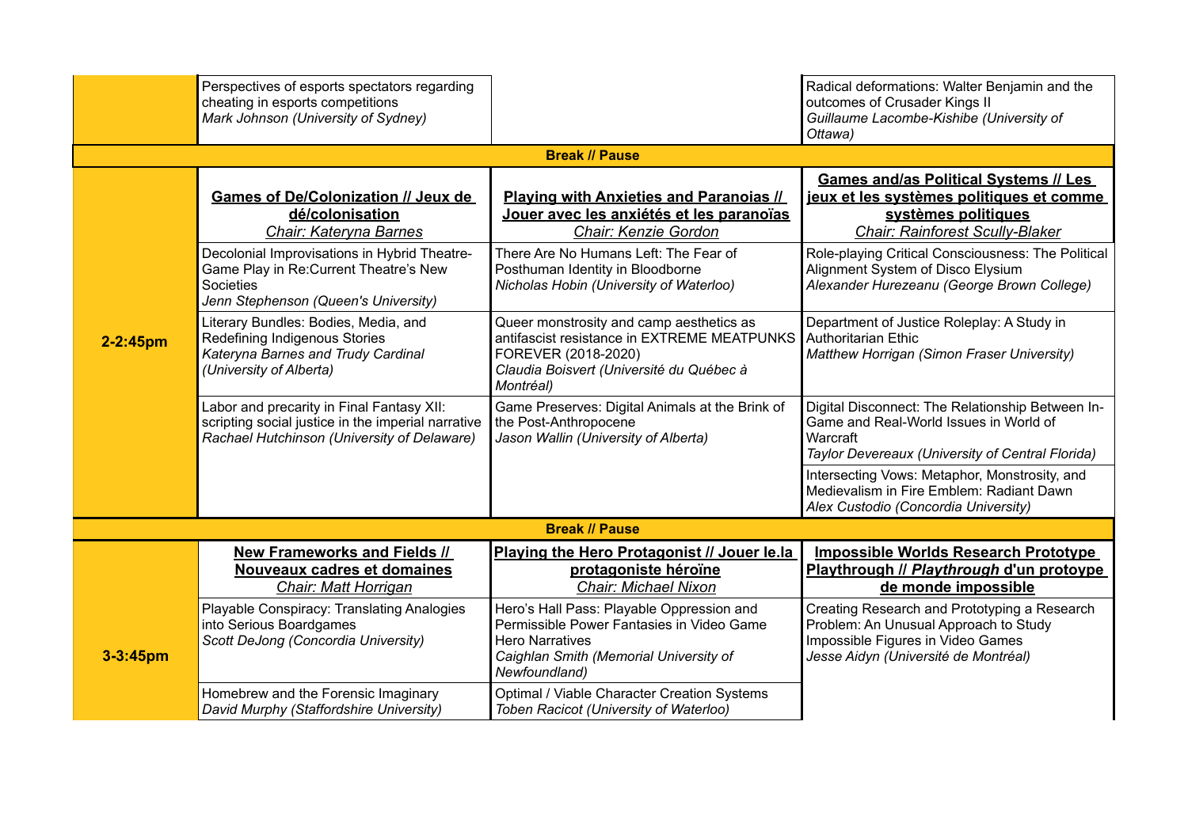| | | | |
|---|---|---|---|
| | Perspectives of esports spectators regarding cheating in esports competitions<br>*Mark Johnson (University of Sydney)* | | Radical deformations: Walter Benjamin and the outcomes of Crusader Kings II<br>*Guillaume Lacombe-Kishibe (University of Ottawa)* |
| | | **Break // Pause** | |
| **2-2:45pm** | **Games of De/Colonization // Jeux de dé/colonisation**<br>*Chair: Kateryna Barnes* | **Playing with Anxieties and Paranoias // Jouer avec les anxiétés et les paranoïas**<br>*Chair: Kenzie Gordon* | **Games and/as Political Systems // Les jeux et les systèmes politiques et comme systèmes politiques**<br>*Chair: Rainforest Scully-Blaker* |
| | Decolonial Improvisations in Hybrid Theatre-Game Play in Re:Current Theatre's New Societies<br>*Jenn Stephenson (Queen's University)* | There Are No Humans Left: The Fear of Posthuman Identity in Bloodborne<br>*Nicholas Hobin (University of Waterloo)* | Role-playing Critical Consciousness: The Political Alignment System of Disco Elysium<br>*Alexander Hurezeanu (George Brown College)* |
| | Literary Bundles: Bodies, Media, and Redefining Indigenous Stories<br>*Kateryna Barnes and Trudy Cardinal (University of Alberta)* | Queer monstrosity and camp aesthetics as antifascist resistance in EXTREME MEATPUNKS FOREVER (2018-2020)<br>*Claudia Boisvert (Université du Québec à Montréal)* | Department of Justice Roleplay: A Study in Authoritarian Ethic<br>*Matthew Horrigan (Simon Fraser University)* |
| | Labor and precarity in Final Fantasy XII: scripting social justice in the imperial narrative<br>*Rachael Hutchinson (University of Delaware)* | Game Preserves: Digital Animals at the Brink of the Post-Anthropocene<br>*Jason Wallin (University of Alberta)* | Digital Disconnect: The Relationship Between In-Game and Real-World Issues in World of Warcraft<br>*Taylor Devereaux (University of Central Florida)* |
| | | | Intersecting Vows: Metaphor, Monstrosity, and Medievalism in Fire Emblem: Radiant Dawn<br>*Alex Custodio (Concordia University)* |
| | | **Break // Pause** | |
| **3-3:45pm** | **New Frameworks and Fields // Nouveaux cadres et domaines**<br>*Chair: Matt Horrigan* | **Playing the Hero Protagonist // Jouer le.la protagoniste héroïne**<br>*Chair: Michael Nixon* | **Impossible Worlds Research Prototype Playthrough // *Playthrough* d'un protoype de monde impossible** |
| | Playable Conspiracy: Translating Analogies into Serious Boardgames<br>*Scott DeJong (Concordia University)* | Hero's Hall Pass: Playable Oppression and Permissible Power Fantasies in Video Game Hero Narratives<br>*Caighlan Smith (Memorial University of Newfoundland)* | Creating Research and Prototyping a Research Problem: An Unusual Approach to Study Impossible Figures in Video Games<br>*Jesse Aidyn (Université de Montréal)* |
| | Homebrew and the Forensic Imaginary<br>*David Murphy (Staffordshire University)* | Optimal / Viable Character Creation Systems<br>*Toben Racicot (University of Waterloo)* | |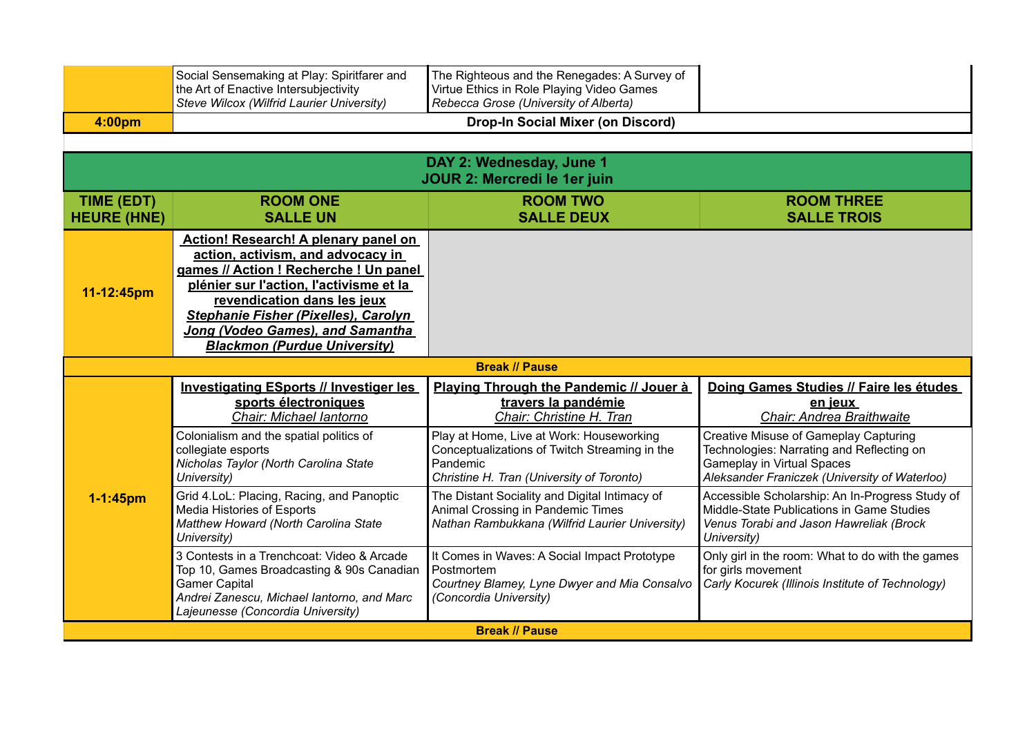| | | | |
|---|---|---|---|
| | Social Sensemaking at Play: Spiritfarer and the Art of Enactive Intersubjectivity<br>*Steve Wilcox (Wilfrid Laurier University)* | The Righteous and the Renegades: A Survey of Virtue Ethics in Role Playing Video Games<br>*Rebecca Grose (University of Alberta)* | |
| **4:00pm** | **Drop-In Social Mixer (on Discord)** | | |

## DAY 2: Wednesday, June 1
## JOUR 2: Mercredi le 1er juin

| TIME (EDT) HEURE (HNE) | ROOM ONE SALLE UN | ROOM TWO SALLE DEUX | ROOM THREE SALLE TROIS |
|---|---|---|---|
| **11-12:45pm** | **Action! Research! A plenary panel on action, activism, and advocacy in games // Action ! Recherche ! Un panel plénier sur l'action, l'activisme et la revendication dans les jeux**<br>***Stephanie Fisher (Pixelles), Carolyn Jong (Vodeo Games), and Samantha Blackmon (Purdue University)*** | | |
| **Break // Pause** | | | |
| **1-1:45pm** | **Investigating ESports // Investiger les sports électroniques**<br>*Chair: Michael Iantorno* | **Playing Through the Pandemic // Jouer à travers la pandémie**<br>*Chair: Christine H. Tran* | **Doing Games Studies // Faire les études en jeux**<br>*Chair: Andrea Braithwaite* |
| | Colonialism and the spatial politics of collegiate esports<br>*Nicholas Taylor (North Carolina State University)* | Play at Home, Live at Work: Houseworking Conceptualizations of Twitch Streaming in the Pandemic<br>*Christine H. Tran (University of Toronto)* | Creative Misuse of Gameplay Capturing Technologies: Narrating and Reflecting on Gameplay in Virtual Spaces<br>*Aleksander Franiczek (University of Waterloo)* |
| | Grid 4.LoL: Placing, Racing, and Panoptic Media Histories of Esports<br>*Matthew Howard (North Carolina State University)* | The Distant Sociality and Digital Intimacy of Animal Crossing in Pandemic Times<br>*Nathan Rambukkana (Wilfrid Laurier University)* | Accessible Scholarship: An In-Progress Study of Middle-State Publications in Game Studies<br>*Venus Torabi and Jason Hawreliak (Brock University)* |
| | 3 Contests in a Trenchcoat: Video & Arcade Top 10, Games Broadcasting & 90s Canadian Gamer Capital<br>*Andrei Zanescu, Michael Iantorno, and Marc Lajeunesse (Concordia University)* | It Comes in Waves: A Social Impact Prototype Postmortem<br>*Courtney Blamey, Lyne Dwyer and Mia Consalvo (Concordia University)* | Only girl in the room: What to do with the games for girls movement<br>*Carly Kocurek (Illinois Institute of Technology)* |
| **Break // Pause** | | | |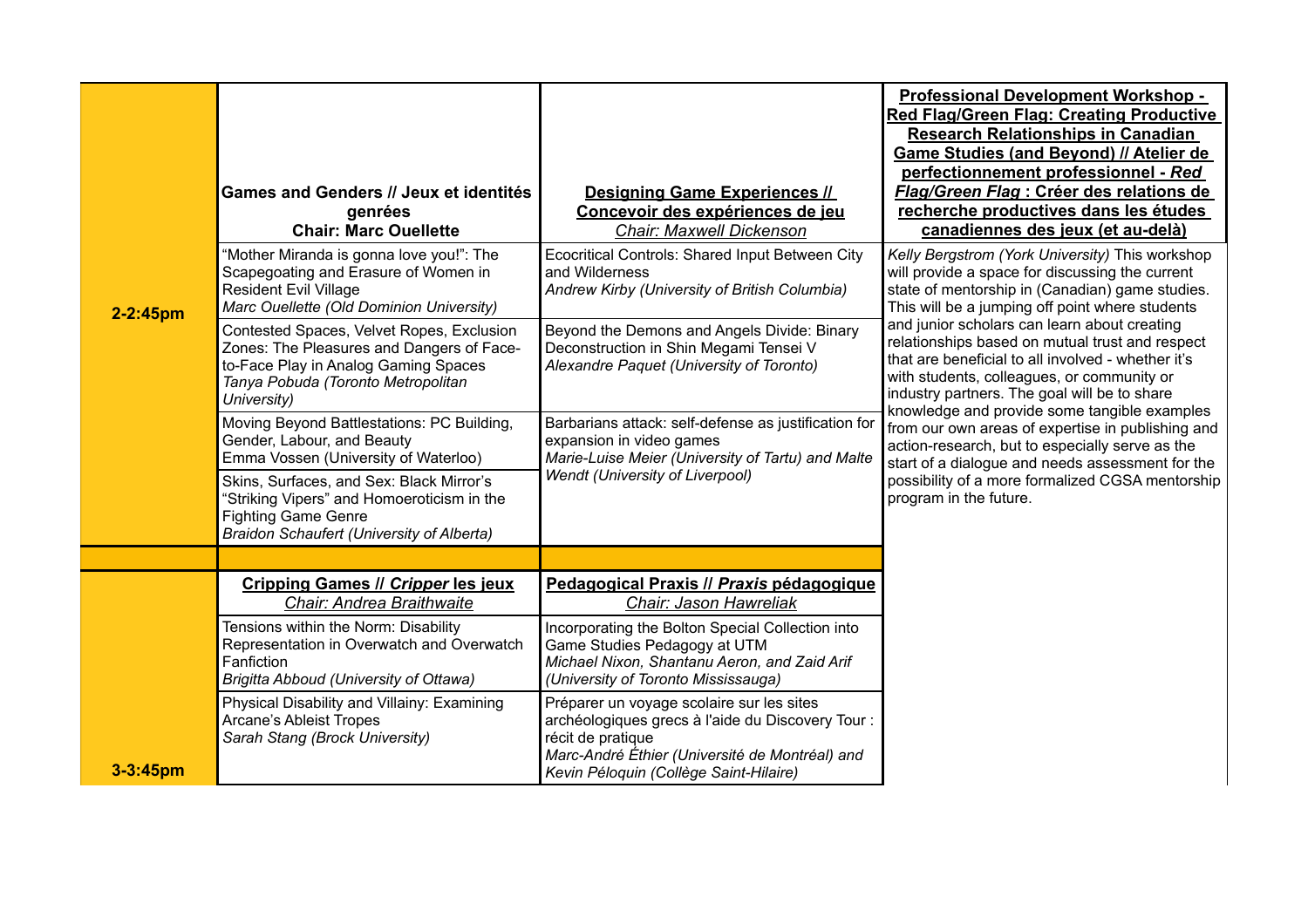| Time | | | |
|---|---|---|---|
| 2-2:45pm | **Games and Genders // Jeux et identités genrées**<br>**Chair: Marc Ouellette** | **Designing Game Experiences // Concevoir des expériences de jeu**<br>*Chair: Maxwell Dickenson* | **Professional Development Workshop - Red Flag/Green Flag: Creating Productive Research Relationships in Canadian Game Studies (and Beyond) // Atelier de perfectionnement professionnel - *Red Flag/Green Flag* : Créer des relations de recherche productives dans les études canadiennes des jeux (et au-delà)** |
| | "Mother Miranda is gonna love you!": The Scapegoating and Erasure of Women in Resident Evil Village<br>*Marc Ouellette (Old Dominion University)* | Ecocritical Controls: Shared Input Between City and Wilderness<br>*Andrew Kirby (University of British Columbia)* | *Kelly Bergstrom (York University)* This workshop will provide a space for discussing the current state of mentorship in (Canadian) game studies. This will be a jumping off point where students and junior scholars can learn about creating relationships based on mutual trust and respect that are beneficial to all involved - whether it's with students, colleagues, or community or industry partners. The goal will be to share knowledge and provide some tangible examples from our own areas of expertise in publishing and action-research, but to especially serve as the start of a dialogue and needs assessment for the possibility of a more formalized CGSA mentorship program in the future. |
| | Contested Spaces, Velvet Ropes, Exclusion Zones: The Pleasures and Dangers of Face-to-Face Play in Analog Gaming Spaces<br>*Tanya Pobuda (Toronto Metropolitan University)* | Beyond the Demons and Angels Divide: Binary Deconstruction in Shin Megami Tensei V<br>*Alexandre Paquet (University of Toronto)* | |
| | Moving Beyond Battlestations: PC Building, Gender, Labour, and Beauty<br>Emma Vossen (University of Waterloo) | Barbarians attack: self-defense as justification for expansion in video games<br>*Marie-Luise Meier (University of Tartu) and Malte Wendt (University of Liverpool)* | |
| | Skins, Surfaces, and Sex: Black Mirror's "Striking Vipers" and Homoeroticism in the Fighting Game Genre<br>*Braidon Schaufert (University of Alberta)* | | |
| | | | |
| 3-3:45pm | **Cripping Games // *Cripper* les jeux**<br>*Chair: Andrea Braithwaite* | **Pedagogical Praxis // *Praxis* pédagogique**<br>*Chair: Jason Hawreliak* | |
| | Tensions within the Norm: Disability Representation in Overwatch and Overwatch Fanfiction<br>*Brigitta Abboud (University of Ottawa)* | Incorporating the Bolton Special Collection into Game Studies Pedagogy at UTM<br>*Michael Nixon, Shantanu Aeron, and Zaid Arif (University of Toronto Mississauga)* | |
| | Physical Disability and Villainy: Examining Arcane's Ableist Tropes<br>*Sarah Stang (Brock University)* | Préparer un voyage scolaire sur les sites archéologiques grecs à l'aide du Discovery Tour : récit de pratique<br>*Marc-André Éthier (Université de Montréal) and Kevin Péloquin (Collège Saint-Hilaire)* | |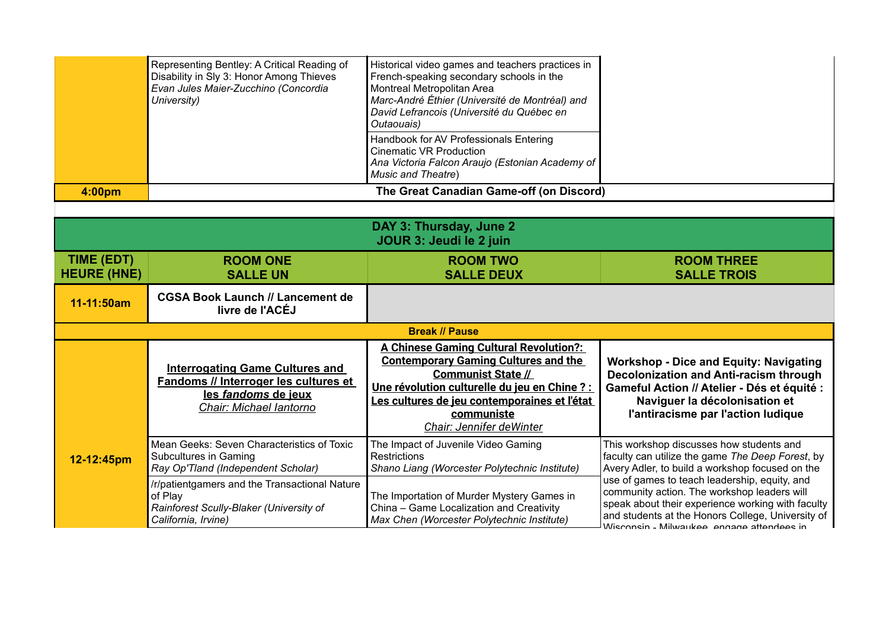| | | | |
|---|---|---|---|
| | Representing Bentley: A Critical Reading of Disability in Sly 3: Honor Among Thieves *Evan Jules Maier-Zucchino (Concordia University)* | Historical video games and teachers practices in French-speaking secondary schools in the Montreal Metropolitan Area *Marc-André Éthier (Université de Montréal) and David Lefrancois (Université du Québec en Outaouais)* | |
| | | Handbook for AV Professionals Entering Cinematic VR Production *Ana Victoria Falcon Araujo (Estonian Academy of Music and Theatre)* | |
| **4:00pm** | **The Great Canadian Game-off (on Discord)** | | |

| **DAY 3: Thursday, June 2 JOUR 3: Jeudi le 2 juin** | | | |
|---|---|---|---|
| **TIME (EDT) HEURE (HNE)** | **ROOM ONE SALLE UN** | **ROOM TWO SALLE DEUX** | **ROOM THREE SALLE TROIS** |
| **11-11:50am** | **CGSA Book Launch // Lancement de livre de l'ACÉJ** | | |
| **Break // Pause** | | | |
| **12-12:45pm** | **Interrogating Game Cultures and Fandoms // Interroger les cultures et les *fandoms* de jeux** *Chair: Michael Iantorno* | **A Chinese Gaming Cultural Revolution?: Contemporary Gaming Cultures and the Communist State // Une révolution culturelle du jeu en Chine ? : Les cultures de jeu contemporaines et l'état communiste** *Chair: Jennifer deWinter* | **Workshop - Dice and Equity: Navigating Decolonization and Anti-racism through Gameful Action // Atelier - Dés et équité : Naviguer la décolonisation et l'antiracisme par l'action ludique** |
| | Mean Geeks: Seven Characteristics of Toxic Subcultures in Gaming *Ray Op'Tland (Independent Scholar)* | The Impact of Juvenile Video Gaming Restrictions *Shano Liang (Worcester Polytechnic Institute)* | This workshop discusses how students and faculty can utilize the game *The Deep Forest*, by Avery Adler, to build a workshop focused on the use of games to teach leadership, equity, and community action. The workshop leaders will speak about their experience working with faculty and students at the Honors College, University of Wisconsin - Milwaukee, engage attendees in |
| | /r/patientgamers and the Transactional Nature of Play *Rainforest Scully-Blaker (University of California, Irvine)* | The Importation of Murder Mystery Games in China – Game Localization and Creativity *Max Chen (Worcester Polytechnic Institute)* | |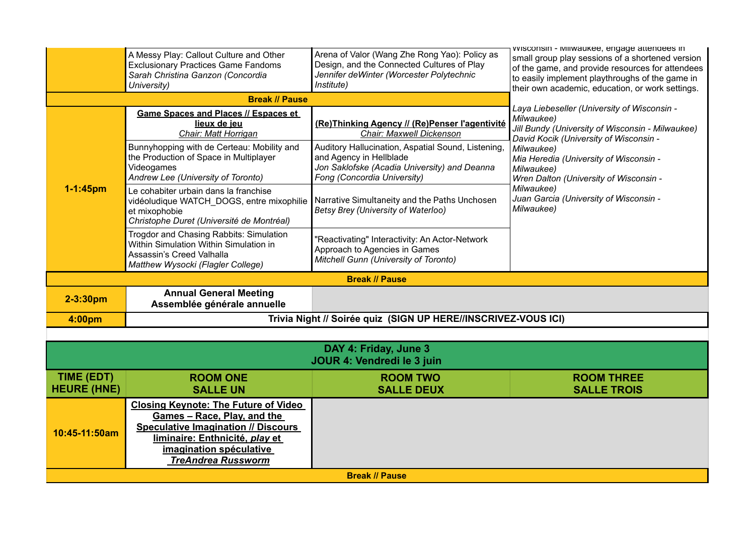| | | | |
|---|---|---|---|
| | A Messy Play: Callout Culture and Other Exclusionary Practices Game Fandoms *Sarah Christina Ganzon (Concordia University)* | Arena of Valor (Wang Zhe Rong Yao): Policy as Design, and the Connected Cultures of Play *Jennifer deWinter (Worcester Polytechnic Institute)* | Wisconsin - Milwaukee, engage attendees in small group play sessions of a shortened version of the game, and provide resources for attendees to easily implement playthroughs of the game in their own academic, education, or work settings. *Laya Liebeseller (University of Wisconsin - Milwaukee)* *Jill Bundy (University of Wisconsin - Milwaukee)* *David Kocik (University of Wisconsin - Milwaukee)* *Mia Heredia (University of Wisconsin - Milwaukee)* *Wren Dalton (University of Wisconsin - Milwaukee)* *Juan Garcia (University of Wisconsin - Milwaukee)* |
| | **Break // Pause** | | |
| **1-1:45pm** | **Game Spaces and Places // Espaces et lieux de jeu** *Chair: Matt Horrigan* | **(Re)Thinking Agency // (Re)Penser l'agentivité** *Chair: Maxwell Dickenson* | |
| | Bunnyhopping with de Certeau: Mobility and the Production of Space in Multiplayer Videogames *Andrew Lee (University of Toronto)* | Auditory Hallucination, Aspatial Sound, Listening, and Agency in Hellblade *Jon Saklofske (Acadia University) and Deanna Fong (Concordia University)* | |
| | Le cohabiter urbain dans la franchise vidéoludique WATCH_DOGS, entre mixophilie et mixophobie *Christophe Duret (Université de Montréal)* | Narrative Simultaneity and the Paths Unchosen *Betsy Brey (University of Waterloo)* | |
| | Trogdor and Chasing Rabbits: Simulation Within Simulation Within Simulation in Assassin's Creed Valhalla *Matthew Wysocki (Flagler College)* | "Reactivating" Interactivity: An Actor-Network Approach to Agencies in Games *Mitchell Gunn (University of Toronto)* | |
| **Break // Pause** | | | |
| **2-3:30pm** | **Annual General Meeting Assemblée générale annuelle** | | |
| **4:00pm** | **Trivia Night // Soirée quiz (SIGN UP HERE//INSCRIVEZ-VOUS ICI)** | | |

## DAY 4: Friday, June 3
## JOUR 4: Vendredi le 3 juin

| TIME (EDT) HEURE (HNE) | ROOM ONE SALLE UN | ROOM TWO SALLE DEUX | ROOM THREE SALLE TROIS |
|---|---|---|---|
| **10:45-11:50am** | **Closing Keynote: The Future of Video Games – Race, Play, and the Speculative Imagination // Discours liminaire: Enthnicité, *play* et imagination spéculative** ***TreAndrea Russworm*** | | |
| **Break // Pause** | | | |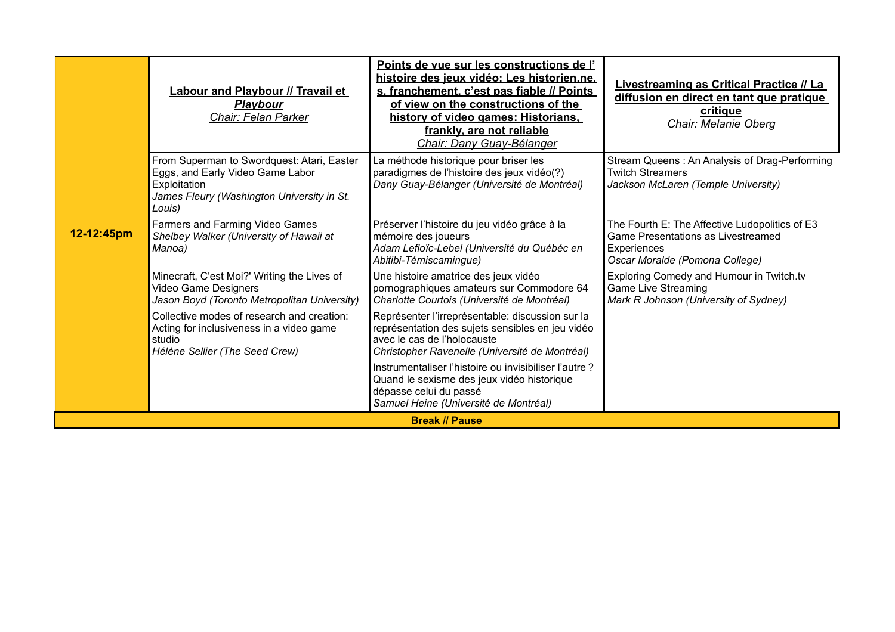| 12-12:45pm | **Labour and Playbour // Travail et *Playbour***<br>*Chair: Felan Parker* | **Points de vue sur les constructions de l'histoire des jeux vidéo: Les historien.ne.s, franchement, c'est pas fiable // Points of view on the constructions of the history of video games: Historians, frankly, are not reliable**<br>*Chair: Dany Guay-Bélanger* | **Livestreaming as Critical Practice // La diffusion en direct en tant que pratique critique**<br>*Chair: Melanie Oberg* |
|---|---|---|---|
| | From Superman to Swordquest: Atari, Easter Eggs, and Early Video Game Labor Exploitation<br>*James Fleury (Washington University in St. Louis)* | La méthode historique pour briser les paradigmes de l'histoire des jeux vidéo(?)<br>*Dany Guay-Bélanger (Université de Montréal)* | Stream Queens : An Analysis of Drag-Performing Twitch Streamers<br>*Jackson McLaren (Temple University)* |
| | Farmers and Farming Video Games<br>*Shelbey Walker (University of Hawaii at Manoa)* | Préserver l'histoire du jeu vidéo grâce à la mémoire des joueurs<br>*Adam Lefloïc-Lebel (Université du Québec en Abitibi-Témiscamingue)* | The Fourth E: The Affective Ludopolitics of E3 Game Presentations as Livestreamed Experiences<br>*Oscar Moralde (Pomona College)* |
| | Minecraft, C'est Moi?' Writing the Lives of Video Game Designers<br>*Jason Boyd (Toronto Metropolitan University)* | Une histoire amatrice des jeux vidéo pornographiques amateurs sur Commodore 64<br>*Charlotte Courtois (Université de Montréal)* | Exploring Comedy and Humour in Twitch.tv Game Live Streaming<br>*Mark R Johnson (University of Sydney)* |
| | Collective modes of research and creation: Acting for inclusiveness in a video game studio<br>*Hélène Sellier (The Seed Crew)* | Représenter l'irreprésentable: discussion sur la représentation des sujets sensibles en jeu vidéo avec le cas de l'holocauste<br>*Christopher Ravenelle (Université de Montréal)* | |
| | | Instrumentaliser l'histoire ou invisibiliser l'autre ? Quand le sexisme des jeux vidéo historique dépasse celui du passé<br>*Samuel Heine (Université de Montréal)* | |
| **Break // Pause** | | | |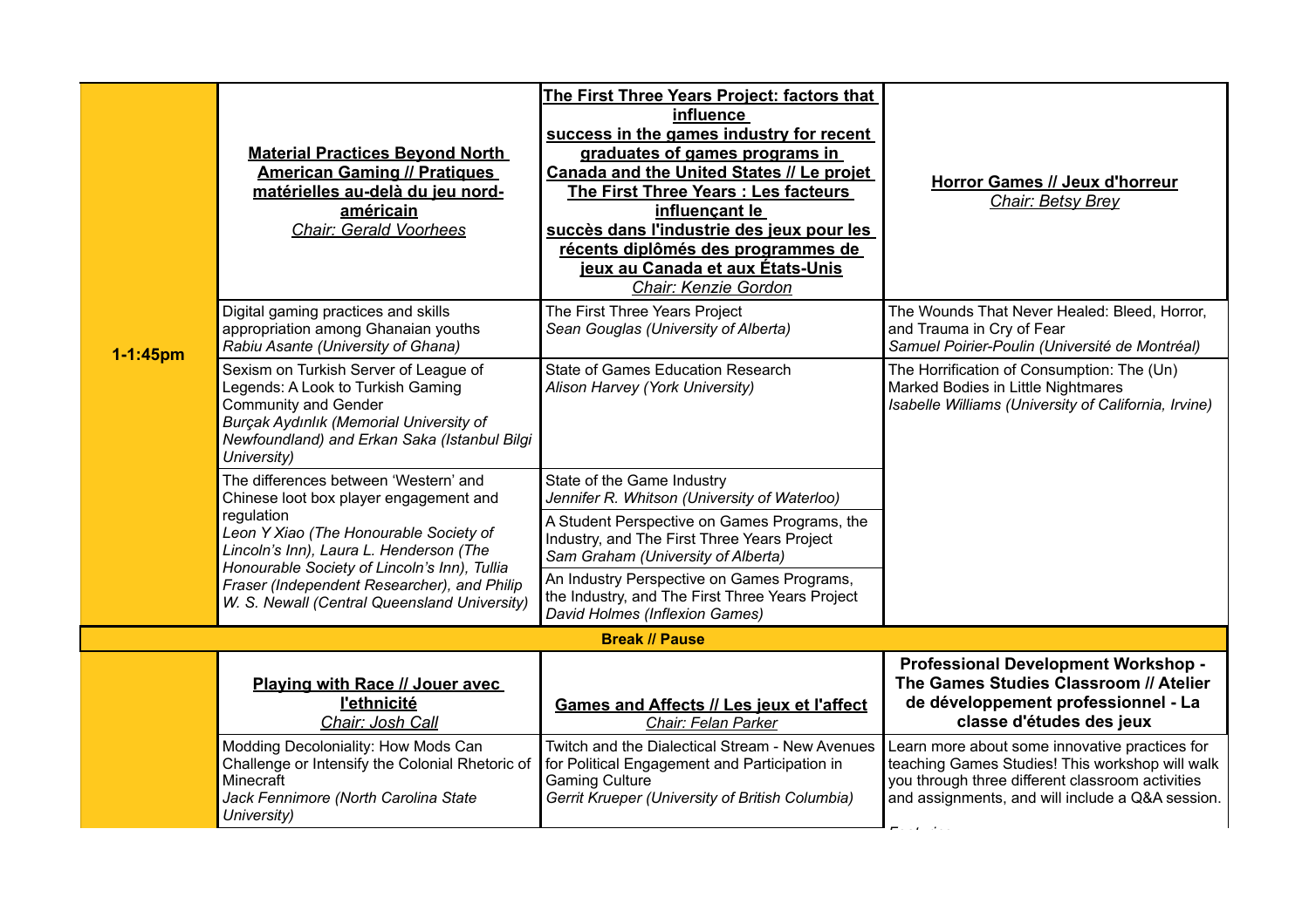| 1-1:45pm | **Material Practices Beyond North American Gaming // Pratiques matérielles au-delà du jeu nord-américain** *Chair: Gerald Voorhees* | **The First Three Years Project: factors that influence success in the games industry for recent graduates of games programs in Canada and the United States // Le projet The First Three Years : Les facteurs influençant le succès dans l'industrie des jeux pour les récents diplômés des programmes de jeux au Canada et aux États-Unis** *Chair: Kenzie Gordon* | **Horror Games // Jeux d'horreur** *Chair: Betsy Brey* |
|---|---|---|---|
| | Digital gaming practices and skills appropriation among Ghanaian youths *Rabiu Asante (University of Ghana)* | The First Three Years Project *Sean Gouglas (University of Alberta)* | The Wounds That Never Healed: Bleed, Horror, and Trauma in Cry of Fear *Samuel Poirier-Poulin (Université de Montréal)* |
| | Sexism on Turkish Server of League of Legends: A Look to Turkish Gaming Community and Gender *Burçak Aydınlık (Memorial University of Newfoundland) and Erkan Saka (Istanbul Bilgi University)* | State of Games Education Research *Alison Harvey (York University)* | The Horrification of Consumption: The (Un) Marked Bodies in Little Nightmares *Isabelle Williams (University of California, Irvine)* |
| | The differences between 'Western' and Chinese loot box player engagement and regulation *Leon Y Xiao (The Honourable Society of Lincoln's Inn), Laura L. Henderson (The Honourable Society of Lincoln's Inn), Tullia Fraser (Independent Researcher), and Philip W. S. Newall (Central Queensland University)* | State of the Game Industry *Jennifer R. Whitson (University of Waterloo)* | |
| | | A Student Perspective on Games Programs, the Industry, and The First Three Years Project *Sam Graham (University of Alberta)* | |
| | | An Industry Perspective on Games Programs, the Industry, and The First Three Years Project *David Holmes (Inflexion Games)* | |
| **Break // Pause** | | | |
| | **Playing with Race // Jouer avec l'ethnicité** *Chair: Josh Call* | **Games and Affects // Les jeux et l'affect** *Chair: Felan Parker* | **Professional Development Workshop - The Games Studies Classroom // Atelier de développement professionnel - La classe d'études des jeux** |
| | Modding Decoloniality: How Mods Can Challenge or Intensify the Colonial Rhetoric of Minecraft *Jack Fennimore (North Carolina State University)* | Twitch and the Dialectical Stream - New Avenues for Political Engagement and Participation in Gaming Culture *Gerrit Krueper (University of British Columbia)* | Learn more about some innovative practices for teaching Games Studies! This workshop will walk you through three different classroom activities and assignments, and will include a Q&A session. |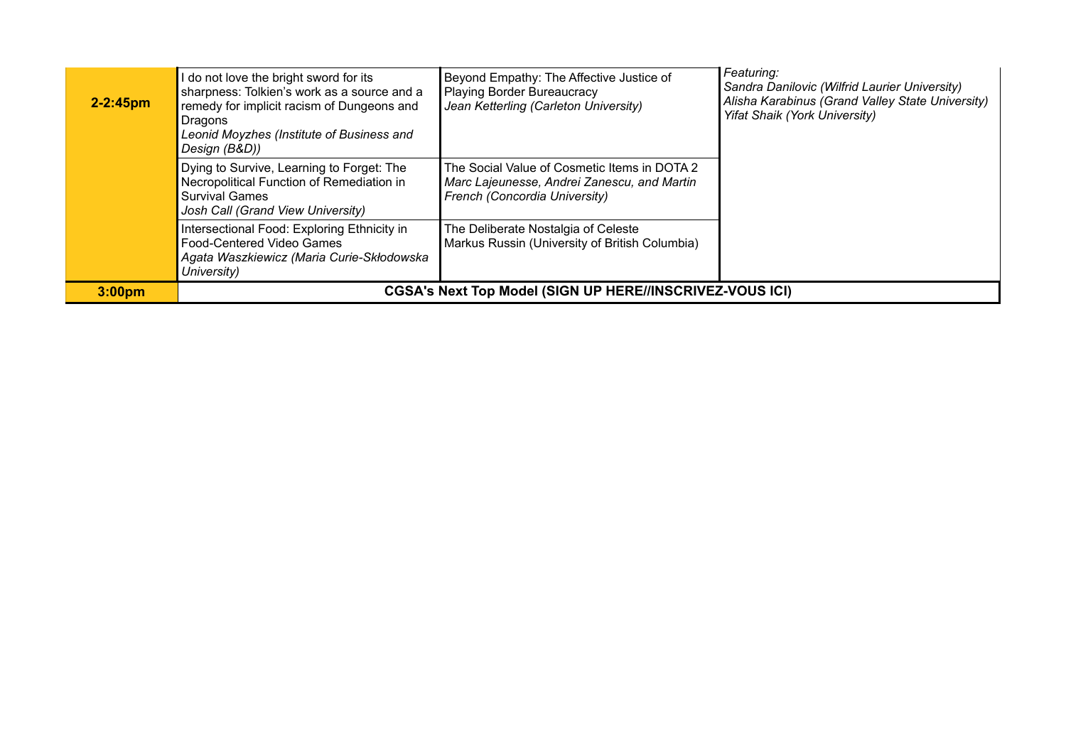| | | | |
|---|---|---|---|
| **2-2:45pm** | I do not love the bright sword for its sharpness: Tolkien's work as a source and a remedy for implicit racism of Dungeons and Dragons<br>*Leonid Moyzhes (Institute of Business and Design (B&D))* | Beyond Empathy: The Affective Justice of Playing Border Bureaucracy<br>*Jean Ketterling (Carleton University)* | *Featuring:*<br>*Sandra Danilovic (Wilfrid Laurier University)*<br>*Alisha Karabinus (Grand Valley State University)*<br>*Yifat Shaik (York University)* |
| | Dying to Survive, Learning to Forget: The Necropolitical Function of Remediation in Survival Games<br>*Josh Call (Grand View University)* | The Social Value of Cosmetic Items in DOTA 2<br>*Marc Lajeunesse, Andrei Zanescu, and Martin French (Concordia University)* | |
| | Intersectional Food: Exploring Ethnicity in Food-Centered Video Games<br>*Agata Waszkiewicz (Maria Curie-Skłodowska University)* | The Deliberate Nostalgia of Celeste<br>Markus Russin (University of British Columbia) | |
| **3:00pm** | **CGSA's Next Top Model (SIGN UP HERE//INSCRIVEZ-VOUS ICI)** | | |